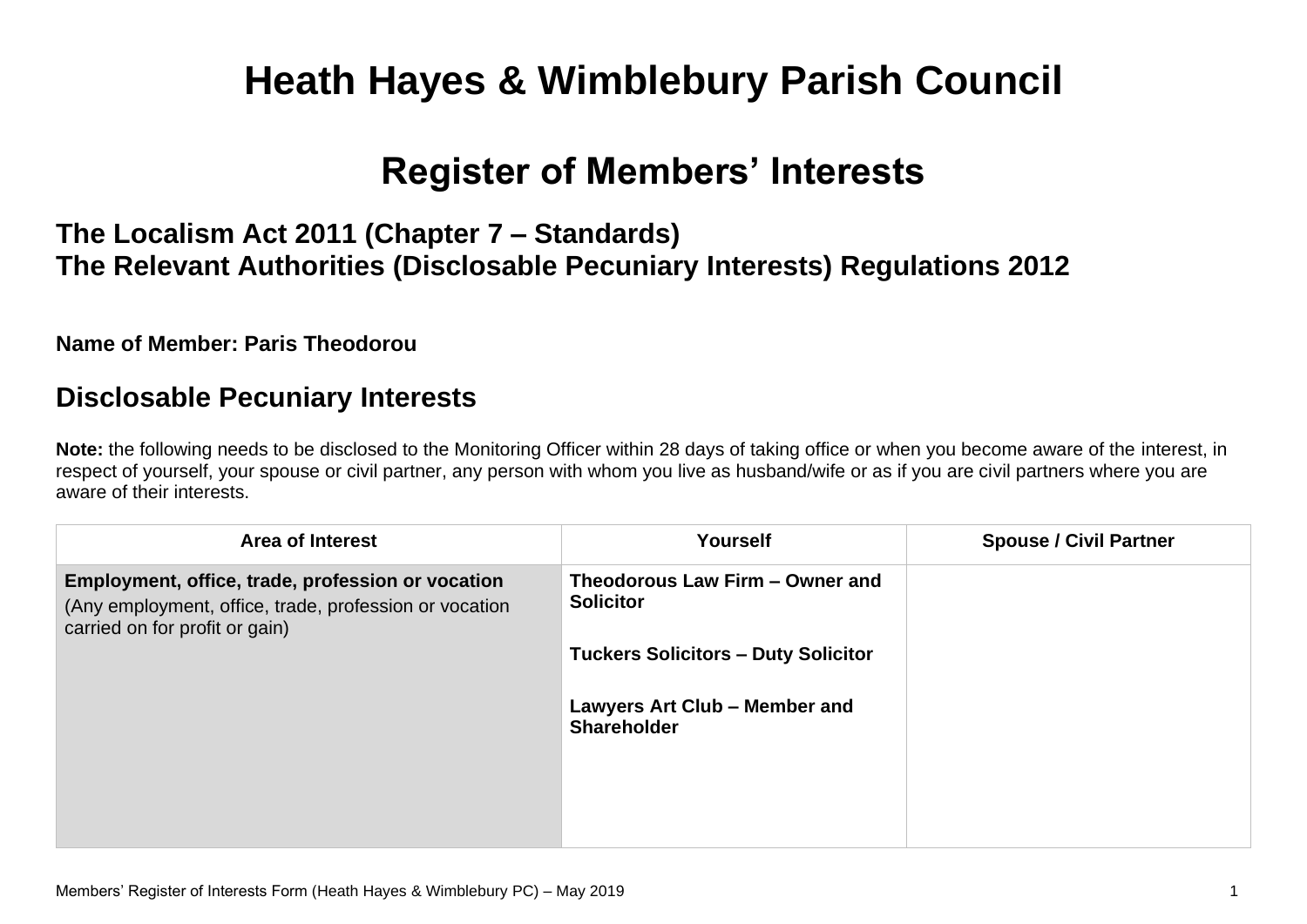# Heath Hayes & Wimblebury Parish Council

# Register of Members' Interests

### The Localism Act 2011 (Chapter 7 – Standards)
### The Relevant Authorities (Disclosable Pecuniary Interests) Regulations 2012

**Name of Member: Paris Theodorou**

## Disclosable Pecuniary Interests

**Note:** the following needs to be disclosed to the Monitoring Officer within 28 days of taking office or when you become aware of the interest, in respect of yourself, your spouse or civil partner, any person with whom you live as husband/wife or as if you are civil partners where you are aware of their interests.

| Area of Interest | Yourself | Spouse / Civil Partner |
|---|---|---|
| **Employment, office, trade, profession or vocation**<br>(Any employment, office, trade, profession or vocation carried on for profit or gain) | **Theodorous Law Firm – Owner and Solicitor**<br><br>**Tuckers Solicitors – Duty Solicitor**<br><br>**Lawyers Art Club – Member and Shareholder** | |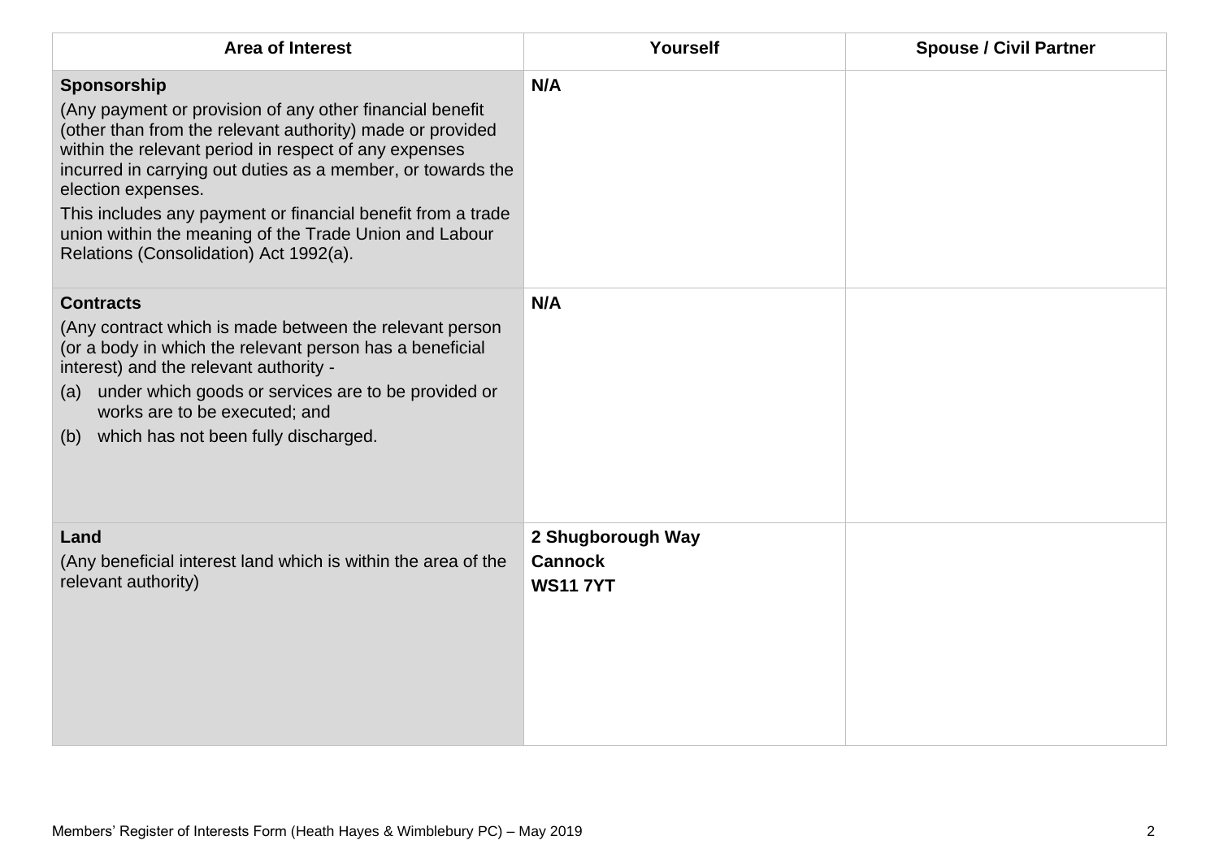| Area of Interest | Yourself | Spouse / Civil Partner |
|---|---|---|
| **Sponsorship**<br>(Any payment or provision of any other financial benefit (other than from the relevant authority) made or provided within the relevant period in respect of any expenses incurred in carrying out duties as a member, or towards the election expenses.<br>This includes any payment or financial benefit from a trade union within the meaning of the Trade Union and Labour Relations (Consolidation) Act 1992(a). | **N/A** | |
| **Contracts**<br>(Any contract which is made between the relevant person (or a body in which the relevant person has a beneficial interest) and the relevant authority -<br>(a) under which goods or services are to be provided or works are to be executed; and<br>(b) which has not been fully discharged. | **N/A** | |
| **Land**<br>(Any beneficial interest land which is within the area of the relevant authority) | **2 Shugborough Way**<br>**Cannock**<br>**WS11 7YT** | |

Members' Register of Interests Form (Heath Hayes & Wimblebury PC) – May 2019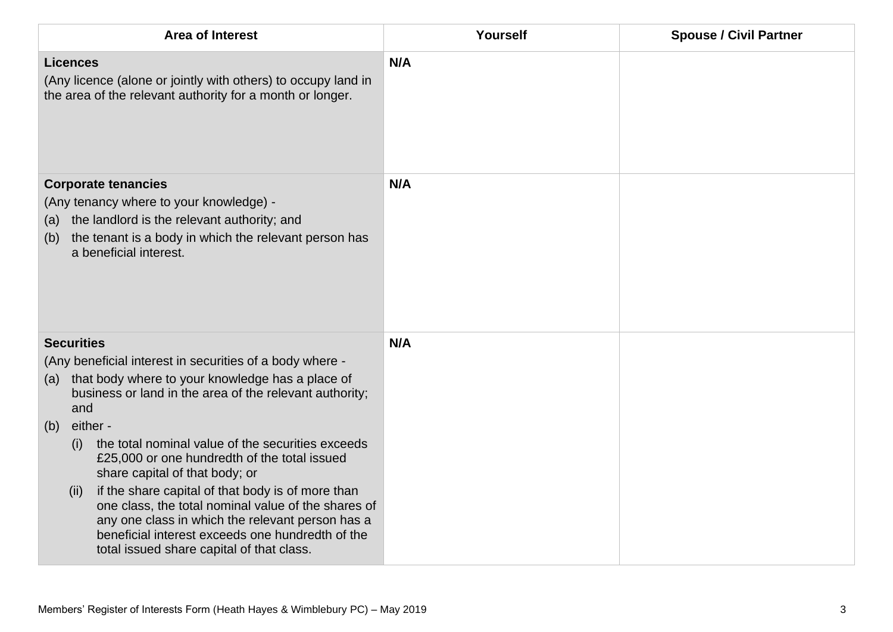| Area of Interest | Yourself | Spouse / Civil Partner |
| --- | --- | --- |
| **Licences**<br>(Any licence (alone or jointly with others) to occupy land in the area of the relevant authority for a month or longer. | **N/A** | |
| **Corporate tenancies**<br>(Any tenancy where to your knowledge) -<br>(a) the landlord is the relevant authority; and<br>(b) the tenant is a body in which the relevant person has a beneficial interest. | **N/A** | |
| **Securities**<br>(Any beneficial interest in securities of a body where -<br>(a) that body where to your knowledge has a place of business or land in the area of the relevant authority; and<br>(b) either -<br>(i) the total nominal value of the securities exceeds £25,000 or one hundredth of the total issued share capital of that body; or<br>(ii) if the share capital of that body is of more than one class, the total nominal value of the shares of any one class in which the relevant person has a beneficial interest exceeds one hundredth of the total issued share capital of that class. | **N/A** | |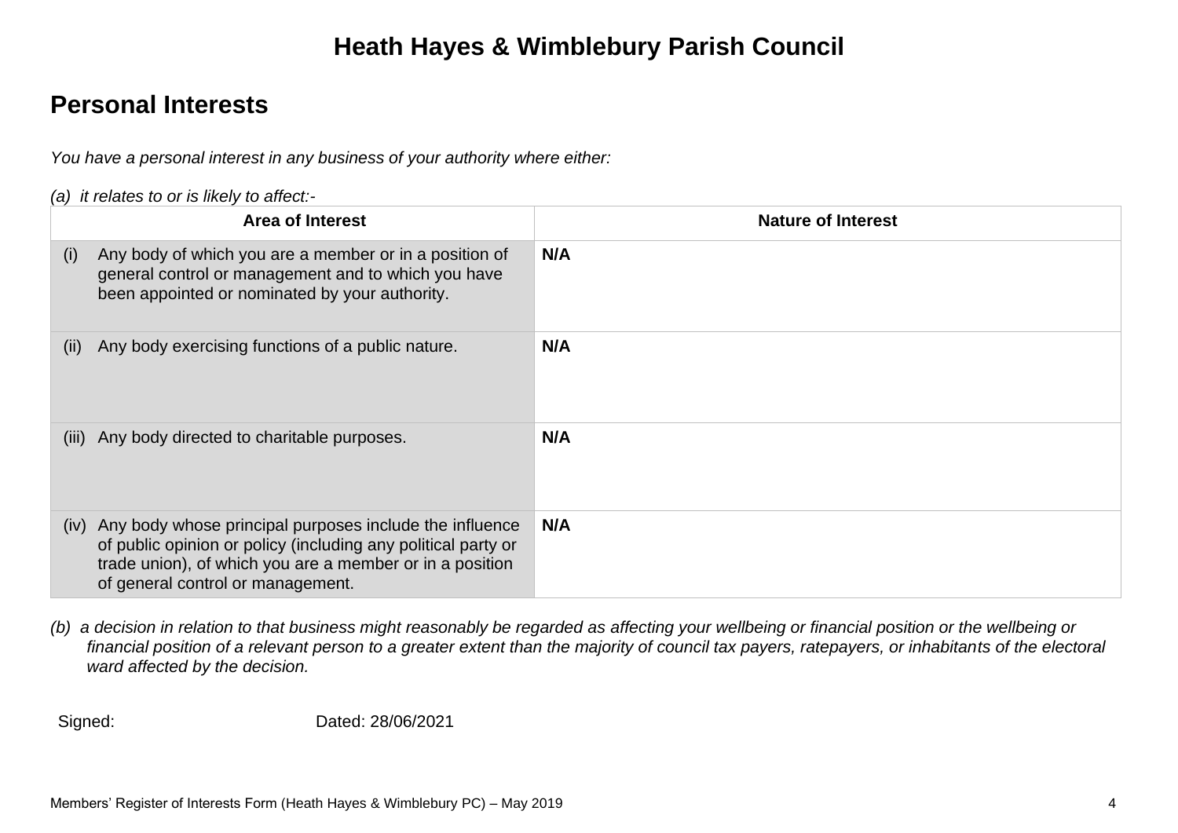# Heath Hayes & Wimblebury Parish Council

## Personal Interests

*You have a personal interest in any business of your authority where either:*

*(a) it relates to or is likely to affect:-*

| Area of Interest | Nature of Interest |
|---|---|
| (i) Any body of which you are a member or in a position of general control or management and to which you have been appointed or nominated by your authority. | **N/A** |
| (ii) Any body exercising functions of a public nature. | **N/A** |
| (iii) Any body directed to charitable purposes. | **N/A** |
| (iv) Any body whose principal purposes include the influence of public opinion or policy (including any political party or trade union), of which you are a member or in a position of general control or management. | **N/A** |

*(b) a decision in relation to that business might reasonably be regarded as affecting your wellbeing or financial position or the wellbeing or financial position of a relevant person to a greater extent than the majority of council tax payers, ratepayers, or inhabitants of the electoral ward affected by the decision.*

Signed: Dated: 28/06/2021

Members' Register of Interests Form (Heath Hayes & Wimblebury PC) – May 2019